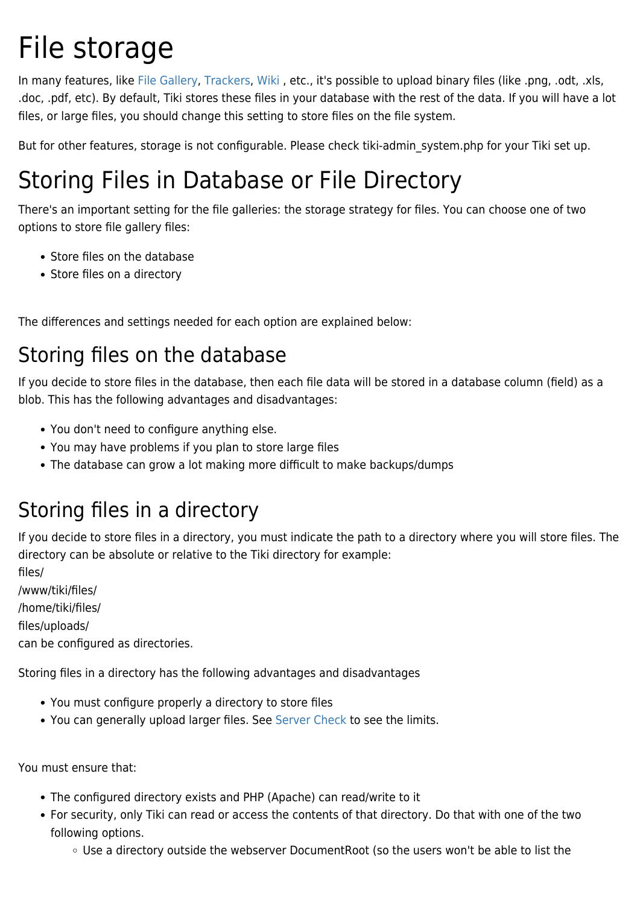# File storage

In many features, like File Gallery, Trackers, Wiki , etc., it's possible to upload binary files (like .png, .odt, .xls, .doc, .pdf, etc). By default, Tiki stores these files in your database with the rest of the data. If you will have a lot files, or large files, you should change this setting to store files on the file system.

But for other features, storage is not configurable. Please check tiki-admin_system.php for your Tiki set up.

# Storing Files in Database or File Directory

There's an important setting for the file galleries: the storage strategy for files. You can choose one of two options to store file gallery files:

- Store files on the database
- Store files on a directory

The differences and settings needed for each option are explained below:

## Storing files on the database

If you decide to store files in the database, then each file data will be stored in a database column (field) as a blob. This has the following advantages and disadvantages:

- You don't need to configure anything else.
- You may have problems if you plan to store large files
- The database can grow a lot making more difficult to make backups/dumps

## Storing files in a directory

If you decide to store files in a directory, you must indicate the path to a directory where you will store files. The directory can be absolute or relative to the Tiki directory for example:
files/
/www/tiki/files/
/home/tiki/files/
files/uploads/
can be configured as directories.

Storing files in a directory has the following advantages and disadvantages

- You must configure properly a directory to store files
- You can generally upload larger files. See Server Check to see the limits.

You must ensure that:

- The configured directory exists and PHP (Apache) can read/write to it
- For security, only Tiki can read or access the contents of that directory. Do that with one of the two following options.
  - Use a directory outside the webserver DocumentRoot (so the users won't be able to list the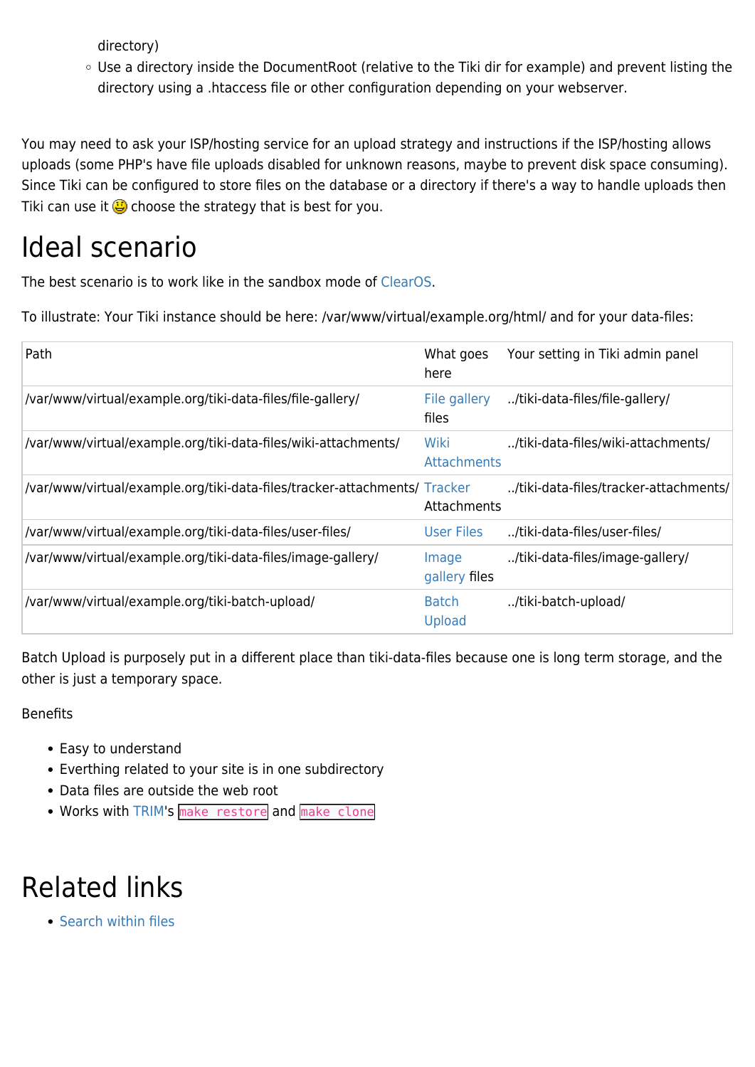directory)
    - Use a directory inside the DocumentRoot (relative to the Tiki dir for example) and prevent listing the directory using a .htaccess file or other configuration depending on your webserver.

You may need to ask your ISP/hosting service for an upload strategy and instructions if the ISP/hosting allows uploads (some PHP's have file uploads disabled for unknown reasons, maybe to prevent disk space consuming). Since Tiki can be configured to store files on the database or a directory if there's a way to handle uploads then Tiki can use it 🙂 choose the strategy that is best for you.

# Ideal scenario

The best scenario is to work like in the sandbox mode of ClearOS.

To illustrate: Your Tiki instance should be here: /var/www/virtual/example.org/html/ and for your data-files:

| Path | What goes here | Your setting in Tiki admin panel |
|---|---|---|
| /var/www/virtual/example.org/tiki-data-files/file-gallery/ | File gallery files | ../tiki-data-files/file-gallery/ |
| /var/www/virtual/example.org/tiki-data-files/wiki-attachments/ | Wiki Attachments | ../tiki-data-files/wiki-attachments/ |
| /var/www/virtual/example.org/tiki-data-files/tracker-attachments/ | Tracker Attachments | ../tiki-data-files/tracker-attachments/ |
| /var/www/virtual/example.org/tiki-data-files/user-files/ | User Files | ../tiki-data-files/user-files/ |
| /var/www/virtual/example.org/tiki-data-files/image-gallery/ | Image gallery files | ../tiki-data-files/image-gallery/ |
| /var/www/virtual/example.org/tiki-batch-upload/ | Batch Upload | ../tiki-batch-upload/ |

Batch Upload is purposely put in a different place than tiki-data-files because one is long term storage, and the other is just a temporary space.

Benefits

- Easy to understand
- Everthing related to your site is in one subdirectory
- Data files are outside the web root
- Works with TRIM's `make restore` and `make clone`

# Related links

- Search within files